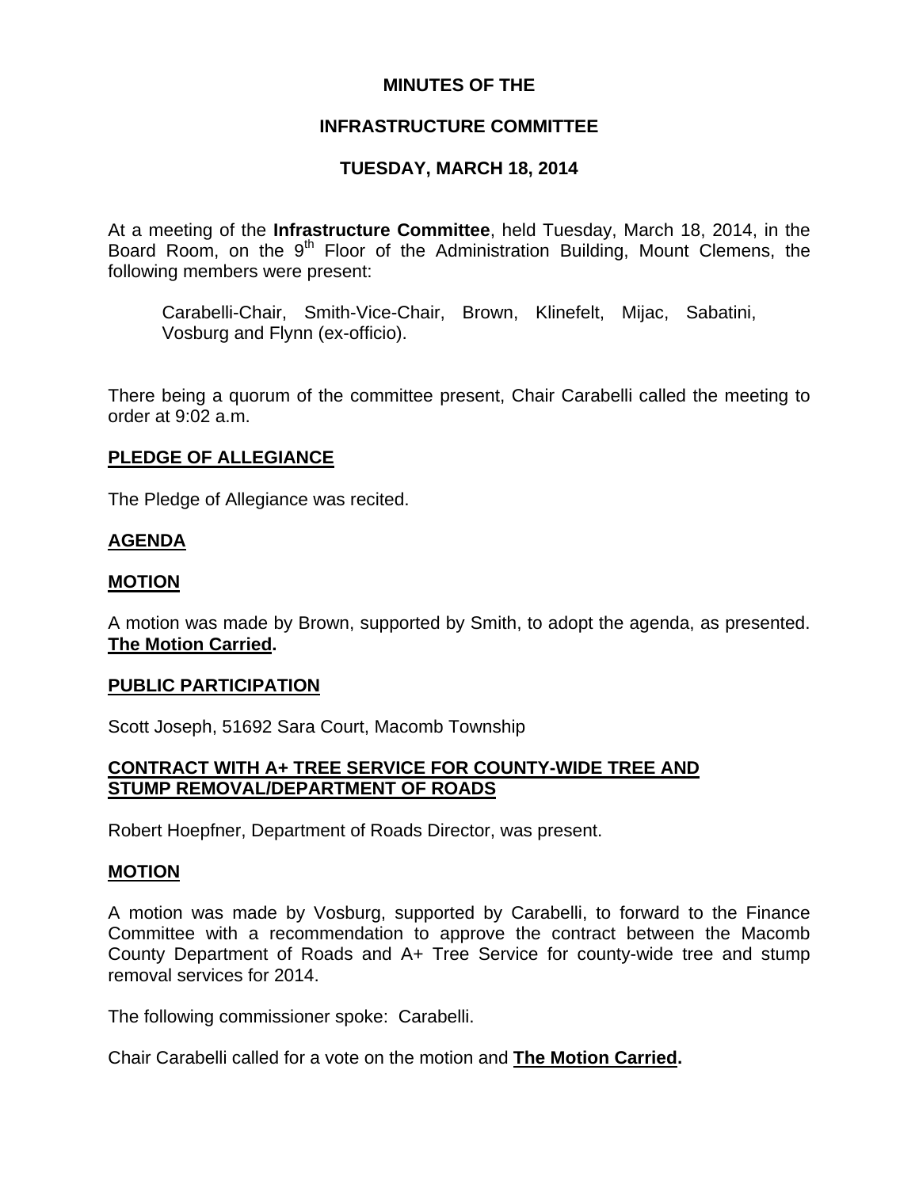# MINUTES OF THE

# INFRASTRUCTURE COMMITTEE

# TUESDAY, MARCH 18, 2014

At a meeting of the **Infrastructure Committee**, held Tuesday, March 18, 2014, in the Board Room, on the 9th Floor of the Administration Building, Mount Clemens, the following members were present:

Carabelli-Chair, Smith-Vice-Chair, Brown, Klinefelt, Mijac, Sabatini, Vosburg and Flynn (ex-officio).

There being a quorum of the committee present, Chair Carabelli called the meeting to order at 9:02 a.m.

## PLEDGE OF ALLEGIANCE

The Pledge of Allegiance was recited.

## AGENDA

## MOTION

A motion was made by Brown, supported by Smith, to adopt the agenda, as presented. **The Motion Carried.**

## PUBLIC PARTICIPATION

Scott Joseph, 51692 Sara Court, Macomb Township

## CONTRACT WITH A+ TREE SERVICE FOR COUNTY-WIDE TREE AND STUMP REMOVAL/DEPARTMENT OF ROADS

Robert Hoepfner, Department of Roads Director, was present.

## MOTION

A motion was made by Vosburg, supported by Carabelli, to forward to the Finance Committee with a recommendation to approve the contract between the Macomb County Department of Roads and A+ Tree Service for county-wide tree and stump removal services for 2014.

The following commissioner spoke: Carabelli.

Chair Carabelli called for a vote on the motion and **The Motion Carried.**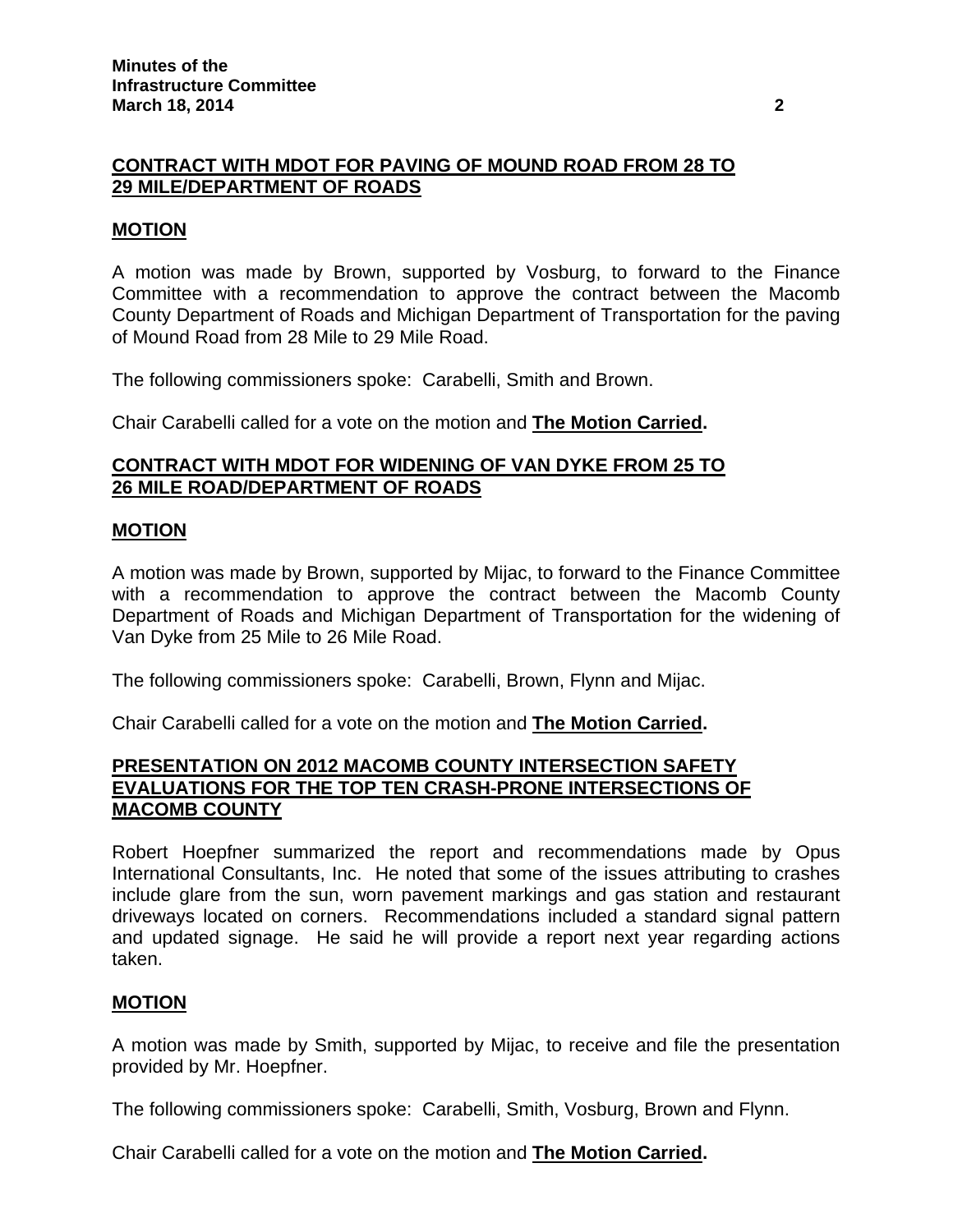## CONTRACT WITH MDOT FOR PAVING OF MOUND ROAD FROM 28 TO 29 MILE/DEPARTMENT OF ROADS

### MOTION

A motion was made by Brown, supported by Vosburg, to forward to the Finance Committee with a recommendation to approve the contract between the Macomb County Department of Roads and Michigan Department of Transportation for the paving of Mound Road from 28 Mile to 29 Mile Road.

The following commissioners spoke: Carabelli, Smith and Brown.

Chair Carabelli called for a vote on the motion and **The Motion Carried.**

## CONTRACT WITH MDOT FOR WIDENING OF VAN DYKE FROM 25 TO 26 MILE ROAD/DEPARTMENT OF ROADS

### MOTION

A motion was made by Brown, supported by Mijac, to forward to the Finance Committee with a recommendation to approve the contract between the Macomb County Department of Roads and Michigan Department of Transportation for the widening of Van Dyke from 25 Mile to 26 Mile Road.

The following commissioners spoke: Carabelli, Brown, Flynn and Mijac.

Chair Carabelli called for a vote on the motion and **The Motion Carried.**

## PRESENTATION ON 2012 MACOMB COUNTY INTERSECTION SAFETY EVALUATIONS FOR THE TOP TEN CRASH-PRONE INTERSECTIONS OF MACOMB COUNTY

Robert Hoepfner summarized the report and recommendations made by Opus International Consultants, Inc. He noted that some of the issues attributing to crashes include glare from the sun, worn pavement markings and gas station and restaurant driveways located on corners. Recommendations included a standard signal pattern and updated signage. He said he will provide a report next year regarding actions taken.

### MOTION

A motion was made by Smith, supported by Mijac, to receive and file the presentation provided by Mr. Hoepfner.

The following commissioners spoke: Carabelli, Smith, Vosburg, Brown and Flynn.

Chair Carabelli called for a vote on the motion and **The Motion Carried.**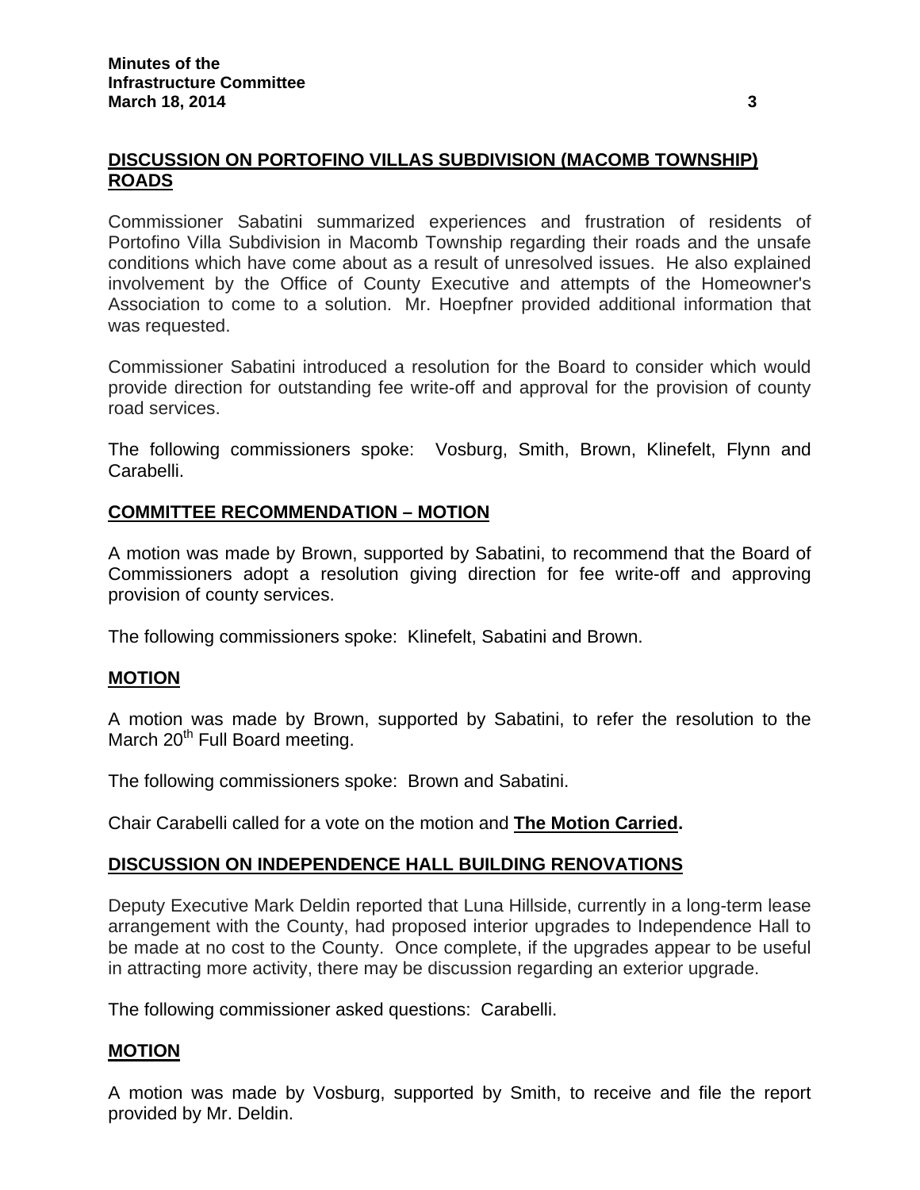## DISCUSSION ON PORTOFINO VILLAS SUBDIVISION (MACOMB TOWNSHIP) ROADS

Commissioner Sabatini summarized experiences and frustration of residents of Portofino Villa Subdivision in Macomb Township regarding their roads and the unsafe conditions which have come about as a result of unresolved issues. He also explained involvement by the Office of County Executive and attempts of the Homeowner's Association to come to a solution. Mr. Hoepfner provided additional information that was requested.

Commissioner Sabatini introduced a resolution for the Board to consider which would provide direction for outstanding fee write-off and approval for the provision of county road services.

The following commissioners spoke: Vosburg, Smith, Brown, Klinefelt, Flynn and Carabelli.

## COMMITTEE RECOMMENDATION – MOTION

A motion was made by Brown, supported by Sabatini, to recommend that the Board of Commissioners adopt a resolution giving direction for fee write-off and approving provision of county services.

The following commissioners spoke: Klinefelt, Sabatini and Brown.

## MOTION

A motion was made by Brown, supported by Sabatini, to refer the resolution to the March 20th Full Board meeting.

The following commissioners spoke: Brown and Sabatini.

Chair Carabelli called for a vote on the motion and **The Motion Carried.**

## DISCUSSION ON INDEPENDENCE HALL BUILDING RENOVATIONS

Deputy Executive Mark Deldin reported that Luna Hillside, currently in a long-term lease arrangement with the County, had proposed interior upgrades to Independence Hall to be made at no cost to the County. Once complete, if the upgrades appear to be useful in attracting more activity, there may be discussion regarding an exterior upgrade.

The following commissioner asked questions: Carabelli.

## MOTION

A motion was made by Vosburg, supported by Smith, to receive and file the report provided by Mr. Deldin.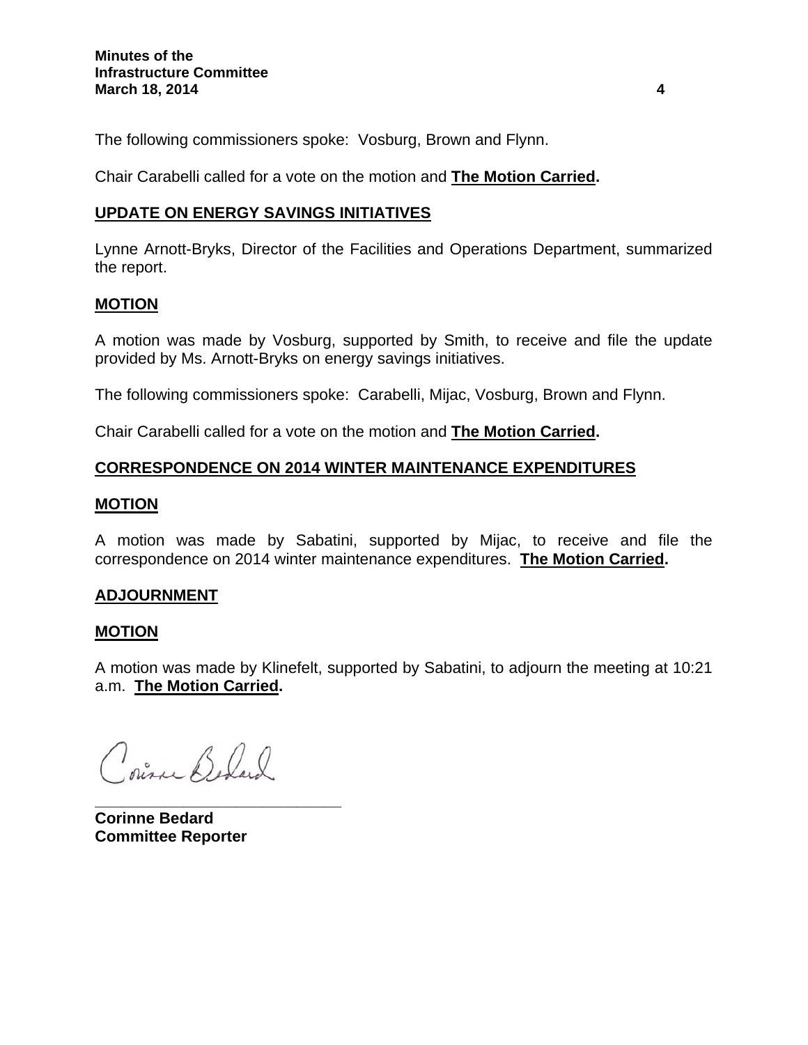The following commissioners spoke: Vosburg, Brown and Flynn.

Chair Carabelli called for a vote on the motion and **The Motion Carried.**

## UPDATE ON ENERGY SAVINGS INITIATIVES

Lynne Arnott-Bryks, Director of the Facilities and Operations Department, summarized the report.

### MOTION

A motion was made by Vosburg, supported by Smith, to receive and file the update provided by Ms. Arnott-Bryks on energy savings initiatives.

The following commissioners spoke: Carabelli, Mijac, Vosburg, Brown and Flynn.

Chair Carabelli called for a vote on the motion and **The Motion Carried.**

## CORRESPONDENCE ON 2014 WINTER MAINTENANCE EXPENDITURES

### MOTION

A motion was made by Sabatini, supported by Mijac, to receive and file the correspondence on 2014 winter maintenance expenditures. **The Motion Carried.**

## ADJOURNMENT

### MOTION

A motion was made by Klinefelt, supported by Sabatini, to adjourn the meeting at 10:21 a.m. **The Motion Carried.**

Corinne Bedard

\_\_\_\_\_\_\_\_\_\_\_\_\_\_\_\_\_\_\_\_\_\_\_\_\_\_\_\_

**Corinne Bedard**
**Committee Reporter**